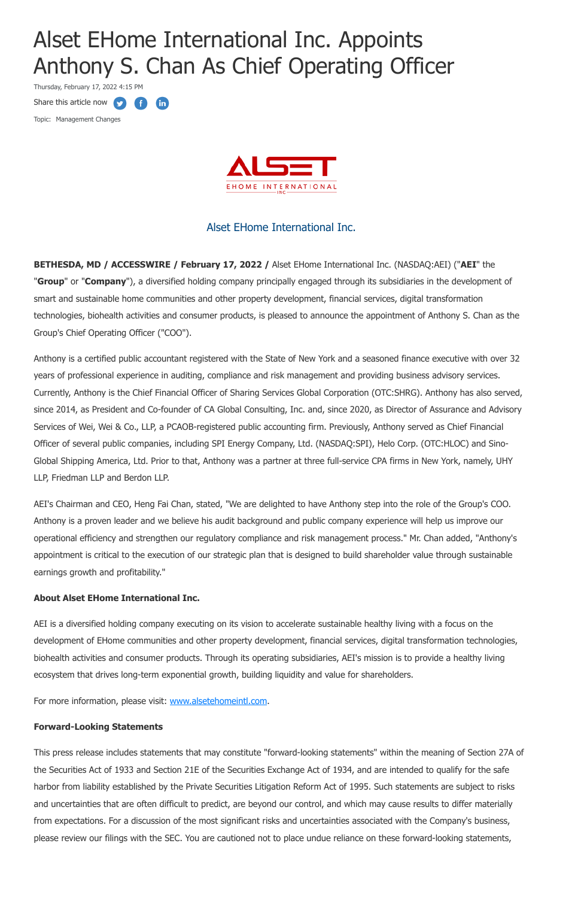# Alset EHome International Inc. Appoints Anthony S. Chan As Chief Operating Officer

Thursday, February 17, 2022 4:15 PM

Share this article now

Topic: Management Changes

Alset EHome International Inc.

**BETHESDA, MD / ACCESSWIRE / February 17, 2022 /** Alset EHome International Inc. (NASDAQ:AEI) ("**AEI**" the "**Group**" or "**Company**"), a diversified holding company principally engaged through its subsidiaries in the development of smart and sustainable home communities and other property development, financial services, digital transformation technologies, biohealth activities and consumer products, is pleased to announce the appointment of Anthony S. Chan as the Group's Chief Operating Officer ("COO").

Anthony is a certified public accountant registered with the State of New York and a seasoned finance executive with over 32 years of professional experience in auditing, compliance and risk management and providing business advisory services. Currently, Anthony is the Chief Financial Officer of Sharing Services Global Corporation (OTC:SHRG). Anthony has also served, since 2014, as President and Co-founder of CA Global Consulting, Inc. and, since 2020, as Director of Assurance and Advisory Services of Wei, Wei & Co., LLP, a PCAOB-registered public accounting firm. Previously, Anthony served as Chief Financial Officer of several public companies, including SPI Energy Company, Ltd. (NASDAQ:SPI), Helo Corp. (OTC:HLOC) and Sino-Global Shipping America, Ltd. Prior to that, Anthony was a partner at three full-service CPA firms in New York, namely, UHY LLP, Friedman LLP and Berdon LLP.

AEI's Chairman and CEO, Heng Fai Chan, stated, "We are delighted to have Anthony step into the role of the Group's COO. Anthony is a proven leader and we believe his audit background and public company experience will help us improve our operational efficiency and strengthen our regulatory compliance and risk management process." Mr. Chan added, "Anthony's appointment is critical to the execution of our strategic plan that is designed to build shareholder value through sustainable earnings growth and profitability."

**About Alset EHome International Inc.**

AEI is a diversified holding company executing on its vision to accelerate sustainable healthy living with a focus on the development of EHome communities and other property development, financial services, digital transformation technologies, biohealth activities and consumer products. Through its operating subsidiaries, AEI's mission is to provide a healthy living ecosystem that drives long-term exponential growth, building liquidity and value for shareholders.

For more information, please visit: [www.alsetehomeintl.com](http://www.alsetehomeintl.com).

**Forward-Looking Statements**

This press release includes statements that may constitute "forward-looking statements" within the meaning of Section 27A of the Securities Act of 1933 and Section 21E of the Securities Exchange Act of 1934, and are intended to qualify for the safe harbor from liability established by the Private Securities Litigation Reform Act of 1995. Such statements are subject to risks and uncertainties that are often difficult to predict, are beyond our control, and which may cause results to differ materially from expectations. For a discussion of the most significant risks and uncertainties associated with the Company's business, please review our filings with the SEC. You are cautioned not to place undue reliance on these forward-looking statements,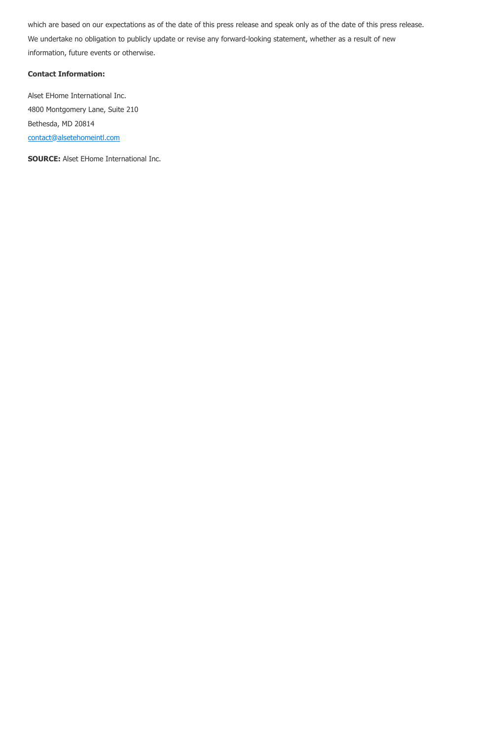which are based on our expectations as of the date of this press release and speak only as of the date of this press release. We undertake no obligation to publicly update or revise any forward-looking statement, whether as a result of new information, future events or otherwise.

**Contact Information:**

Alset EHome International Inc.
4800 Montgomery Lane, Suite 210
Bethesda, MD 20814
contact@alsetehomeintl.com

**SOURCE:** Alset EHome International Inc.